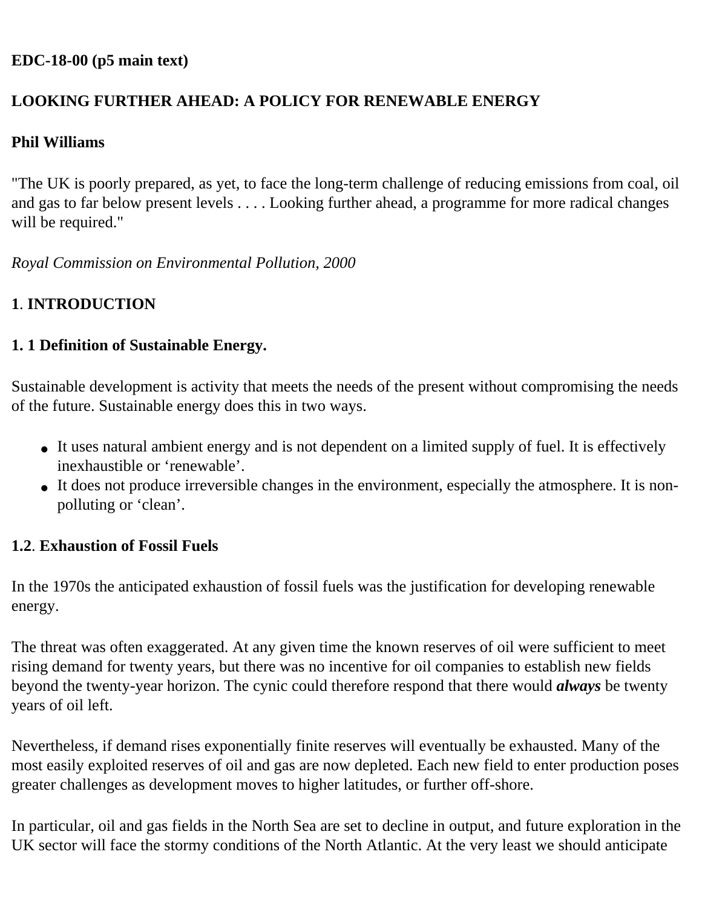**EDC-18-00 (p5 main text)**

# LOOKING FURTHER AHEAD: A POLICY FOR RENEWABLE ENERGY

**Phil Williams**

"The UK is poorly prepared, as yet, to face the long-term challenge of reducing emissions from coal, oil and gas to far below present levels . . . . Looking further ahead, a programme for more radical changes will be required."

*Royal Commission on Environmental Pollution, 2000*

## 1. INTRODUCTION

### 1. 1 Definition of Sustainable Energy.

Sustainable development is activity that meets the needs of the present without compromising the needs of the future. Sustainable energy does this in two ways.

- It uses natural ambient energy and is not dependent on a limited supply of fuel. It is effectively inexhaustible or 'renewable'.
- It does not produce irreversible changes in the environment, especially the atmosphere. It is non-polluting or 'clean'.

### 1.2. Exhaustion of Fossil Fuels

In the 1970s the anticipated exhaustion of fossil fuels was the justification for developing renewable energy.

The threat was often exaggerated. At any given time the known reserves of oil were sufficient to meet rising demand for twenty years, but there was no incentive for oil companies to establish new fields beyond the twenty-year horizon. The cynic could therefore respond that there would ***always*** be twenty years of oil left.

Nevertheless, if demand rises exponentially finite reserves will eventually be exhausted. Many of the most easily exploited reserves of oil and gas are now depleted. Each new field to enter production poses greater challenges as development moves to higher latitudes, or further off-shore.

In particular, oil and gas fields in the North Sea are set to decline in output, and future exploration in the UK sector will face the stormy conditions of the North Atlantic. At the very least we should anticipate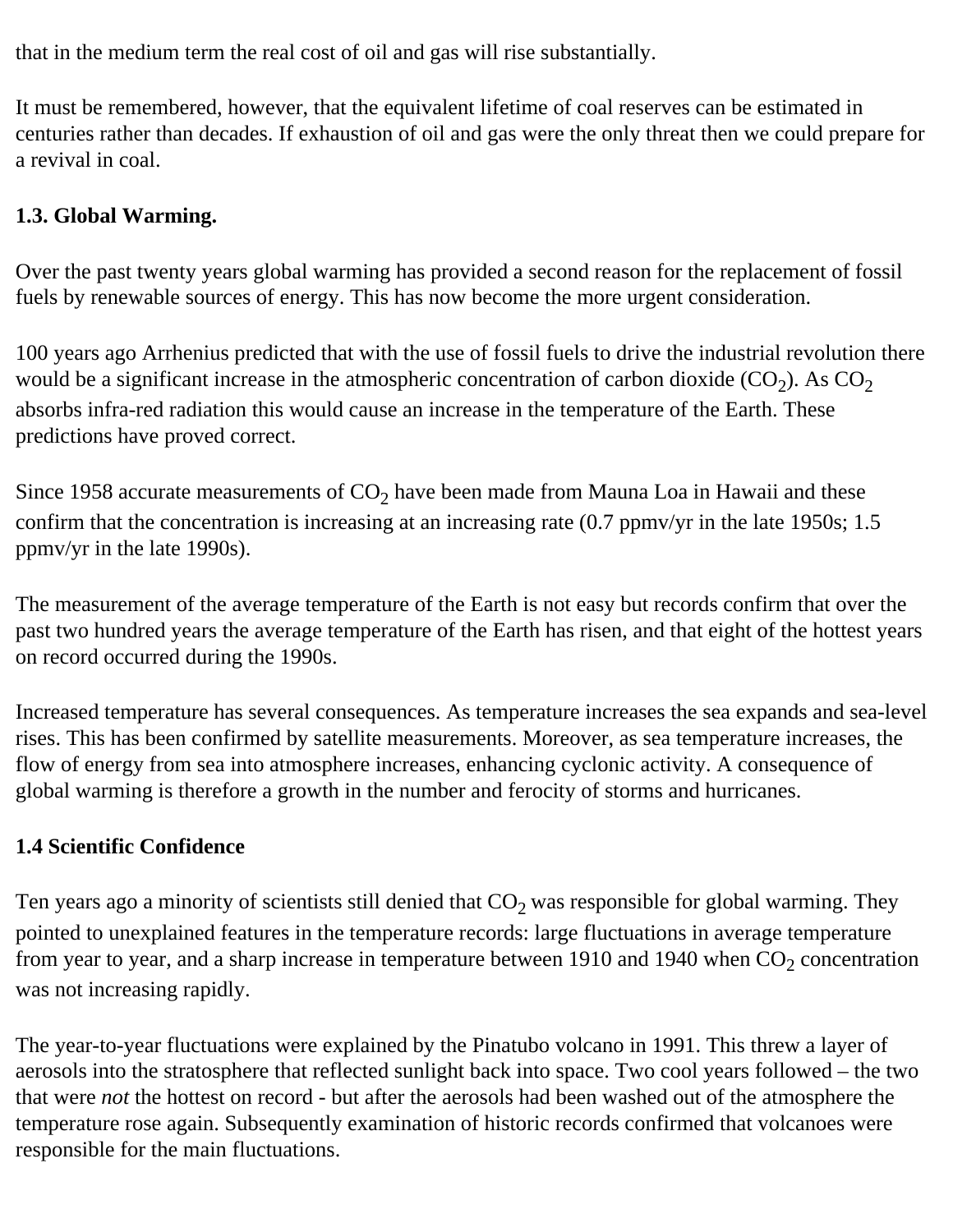that in the medium term the real cost of oil and gas will rise substantially.

It must be remembered, however, that the equivalent lifetime of coal reserves can be estimated in centuries rather than decades. If exhaustion of oil and gas were the only threat then we could prepare for a revival in coal.

### 1.3. Global Warming.

Over the past twenty years global warming has provided a second reason for the replacement of fossil fuels by renewable sources of energy. This has now become the more urgent consideration.

100 years ago Arrhenius predicted that with the use of fossil fuels to drive the industrial revolution there would be a significant increase in the atmospheric concentration of carbon dioxide ($CO_2$). As $CO_2$ absorbs infra-red radiation this would cause an increase in the temperature of the Earth. These predictions have proved correct.

Since 1958 accurate measurements of $CO_2$ have been made from Mauna Loa in Hawaii and these confirm that the concentration is increasing at an increasing rate (0.7 ppmv/yr in the late 1950s; 1.5 ppmv/yr in the late 1990s).

The measurement of the average temperature of the Earth is not easy but records confirm that over the past two hundred years the average temperature of the Earth has risen, and that eight of the hottest years on record occurred during the 1990s.

Increased temperature has several consequences. As temperature increases the sea expands and sea-level rises. This has been confirmed by satellite measurements. Moreover, as sea temperature increases, the flow of energy from sea into atmosphere increases, enhancing cyclonic activity. A consequence of global warming is therefore a growth in the number and ferocity of storms and hurricanes.

### 1.4 Scientific Confidence

Ten years ago a minority of scientists still denied that $CO_2$ was responsible for global warming. They pointed to unexplained features in the temperature records: large fluctuations in average temperature from year to year, and a sharp increase in temperature between 1910 and 1940 when $CO_2$ concentration was not increasing rapidly.

The year-to-year fluctuations were explained by the Pinatubo volcano in 1991. This threw a layer of aerosols into the stratosphere that reflected sunlight back into space. Two cool years followed – the two that were *not* the hottest on record - but after the aerosols had been washed out of the atmosphere the temperature rose again. Subsequently examination of historic records confirmed that volcanoes were responsible for the main fluctuations.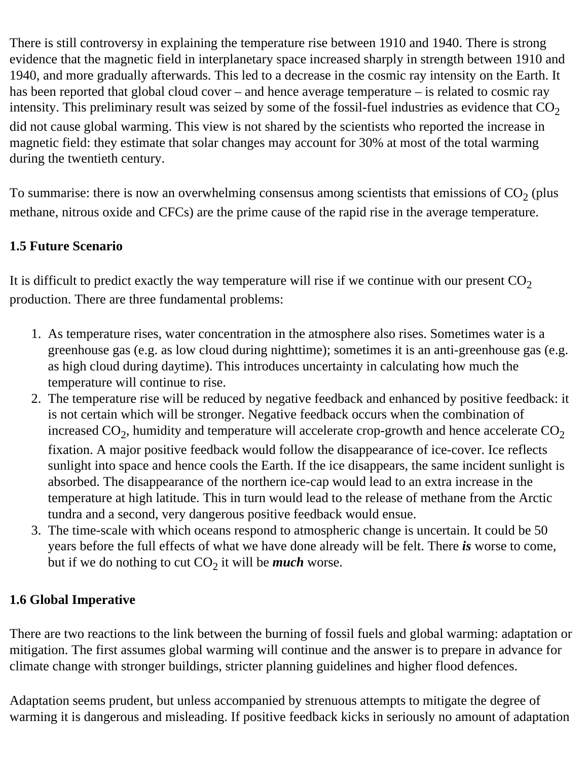There is still controversy in explaining the temperature rise between 1910 and 1940. There is strong evidence that the magnetic field in interplanetary space increased sharply in strength between 1910 and 1940, and more gradually afterwards. This led to a decrease in the cosmic ray intensity on the Earth. It has been reported that global cloud cover – and hence average temperature – is related to cosmic ray intensity. This preliminary result was seized by some of the fossil-fuel industries as evidence that $CO_2$ did not cause global warming. This view is not shared by the scientists who reported the increase in magnetic field: they estimate that solar changes may account for 30% at most of the total warming during the twentieth century.

To summarise: there is now an overwhelming consensus among scientists that emissions of $CO_2$ (plus methane, nitrous oxide and CFCs) are the prime cause of the rapid rise in the average temperature.

### 1.5 Future Scenario

It is difficult to predict exactly the way temperature will rise if we continue with our present $CO_2$ production. There are three fundamental problems:

1. As temperature rises, water concentration in the atmosphere also rises. Sometimes water is a greenhouse gas (e.g. as low cloud during nighttime); sometimes it is an anti-greenhouse gas (e.g. as high cloud during daytime). This introduces uncertainty in calculating how much the temperature will continue to rise.
2. The temperature rise will be reduced by negative feedback and enhanced by positive feedback: it is not certain which will be stronger. Negative feedback occurs when the combination of increased $CO_2$, humidity and temperature will accelerate crop-growth and hence accelerate $CO_2$ fixation. A major positive feedback would follow the disappearance of ice-cover. Ice reflects sunlight into space and hence cools the Earth. If the ice disappears, the same incident sunlight is absorbed. The disappearance of the northern ice-cap would lead to an extra increase in the temperature at high latitude. This in turn would lead to the release of methane from the Arctic tundra and a second, very dangerous positive feedback would ensue.
3. The time-scale with which oceans respond to atmospheric change is uncertain. It could be 50 years before the full effects of what we have done already will be felt. There ***is*** worse to come, but if we do nothing to cut $CO_2$ it will be ***much*** worse.

### 1.6 Global Imperative

There are two reactions to the link between the burning of fossil fuels and global warming: adaptation or mitigation. The first assumes global warming will continue and the answer is to prepare in advance for climate change with stronger buildings, stricter planning guidelines and higher flood defences.

Adaptation seems prudent, but unless accompanied by strenuous attempts to mitigate the degree of warming it is dangerous and misleading. If positive feedback kicks in seriously no amount of adaptation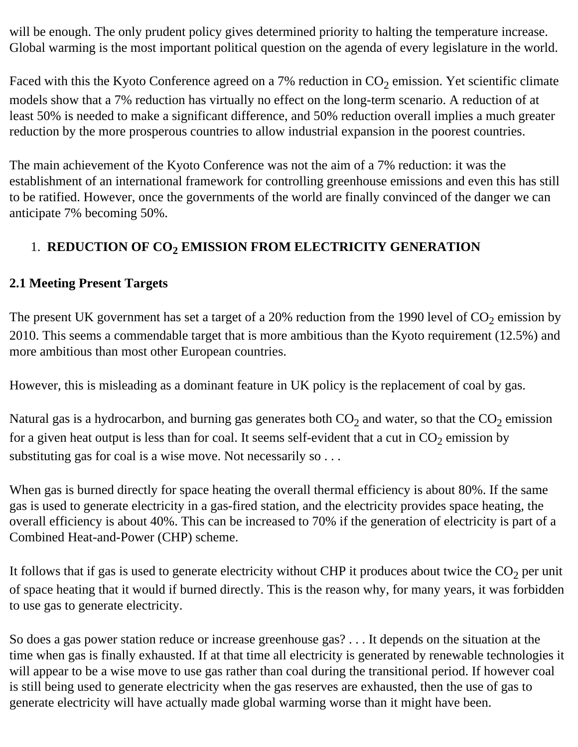will be enough. The only prudent policy gives determined priority to halting the temperature increase. Global warming is the most important political question on the agenda of every legislature in the world.

Faced with this the Kyoto Conference agreed on a 7% reduction in $CO_2$ emission. Yet scientific climate models show that a 7% reduction has virtually no effect on the long-term scenario. A reduction of at least 50% is needed to make a significant difference, and 50% reduction overall implies a much greater reduction by the more prosperous countries to allow industrial expansion in the poorest countries.

The main achievement of the Kyoto Conference was not the aim of a 7% reduction: it was the establishment of an international framework for controlling greenhouse emissions and even this has still to be ratified. However, once the governments of the world are finally convinced of the danger we can anticipate 7% becoming 50%.

1. **REDUCTION OF $CO_2$ EMISSION FROM ELECTRICITY GENERATION**

### 2.1 Meeting Present Targets

The present UK government has set a target of a 20% reduction from the 1990 level of $CO_2$ emission by 2010. This seems a commendable target that is more ambitious than the Kyoto requirement (12.5%) and more ambitious than most other European countries.

However, this is misleading as a dominant feature in UK policy is the replacement of coal by gas.

Natural gas is a hydrocarbon, and burning gas generates both $CO_2$ and water, so that the $CO_2$ emission for a given heat output is less than for coal. It seems self-evident that a cut in $CO_2$ emission by substituting gas for coal is a wise move. Not necessarily so . . .

When gas is burned directly for space heating the overall thermal efficiency is about 80%. If the same gas is used to generate electricity in a gas-fired station, and the electricity provides space heating, the overall efficiency is about 40%. This can be increased to 70% if the generation of electricity is part of a Combined Heat-and-Power (CHP) scheme.

It follows that if gas is used to generate electricity without CHP it produces about twice the $CO_2$ per unit of space heating that it would if burned directly. This is the reason why, for many years, it was forbidden to use gas to generate electricity.

So does a gas power station reduce or increase greenhouse gas? . . . It depends on the situation at the time when gas is finally exhausted. If at that time all electricity is generated by renewable technologies it will appear to be a wise move to use gas rather than coal during the transitional period. If however coal is still being used to generate electricity when the gas reserves are exhausted, then the use of gas to generate electricity will have actually made global warming worse than it might have been.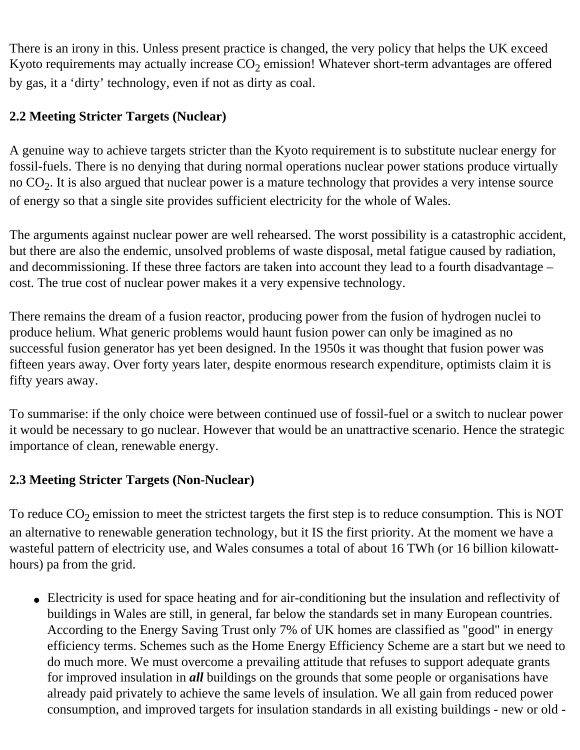There is an irony in this. Unless present practice is changed, the very policy that helps the UK exceed Kyoto requirements may actually increase $CO_2$ emission! Whatever short-term advantages are offered by gas, it a ‘dirty’ technology, even if not as dirty as coal.

### 2.2 Meeting Stricter Targets (Nuclear)

A genuine way to achieve targets stricter than the Kyoto requirement is to substitute nuclear energy for fossil-fuels. There is no denying that during normal operations nuclear power stations produce virtually no $CO_2$. It is also argued that nuclear power is a mature technology that provides a very intense source of energy so that a single site provides sufficient electricity for the whole of Wales.

The arguments against nuclear power are well rehearsed. The worst possibility is a catastrophic accident, but there are also the endemic, unsolved problems of waste disposal, metal fatigue caused by radiation, and decommissioning. If these three factors are taken into account they lead to a fourth disadvantage – cost. The true cost of nuclear power makes it a very expensive technology.

There remains the dream of a fusion reactor, producing power from the fusion of hydrogen nuclei to produce helium. What generic problems would haunt fusion power can only be imagined as no successful fusion generator has yet been designed. In the 1950s it was thought that fusion power was fifteen years away. Over forty years later, despite enormous research expenditure, optimists claim it is fifty years away.

To summarise: if the only choice were between continued use of fossil-fuel or a switch to nuclear power it would be necessary to go nuclear. However that would be an unattractive scenario. Hence the strategic importance of clean, renewable energy.

### 2.3 Meeting Stricter Targets (Non-Nuclear)

To reduce $CO_2$ emission to meet the strictest targets the first step is to reduce consumption. This is NOT an alternative to renewable generation technology, but it IS the first priority. At the moment we have a wasteful pattern of electricity use, and Wales consumes a total of about 16 TWh (or 16 billion kilowatt-hours) pa from the grid.

- Electricity is used for space heating and for air-conditioning but the insulation and reflectivity of buildings in Wales are still, in general, far below the standards set in many European countries. According to the Energy Saving Trust only 7% of UK homes are classified as "good" in energy efficiency terms. Schemes such as the Home Energy Efficiency Scheme are a start but we need to do much more. We must overcome a prevailing attitude that refuses to support adequate grants for improved insulation in ***all*** buildings on the grounds that some people or organisations have already paid privately to achieve the same levels of insulation. We all gain from reduced power consumption, and improved targets for insulation standards in all existing buildings - new or old -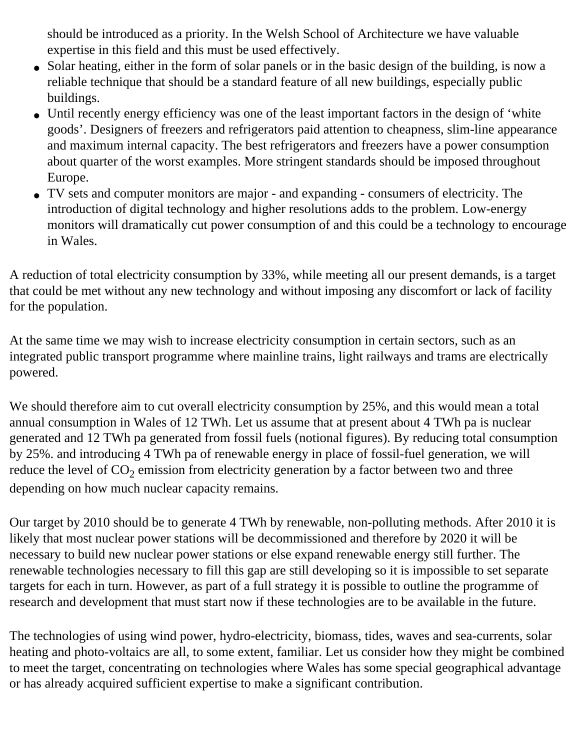should be introduced as a priority. In the Welsh School of Architecture we have valuable expertise in this field and this must be used effectively.

- Solar heating, either in the form of solar panels or in the basic design of the building, is now a reliable technique that should be a standard feature of all new buildings, especially public buildings.
- Until recently energy efficiency was one of the least important factors in the design of 'white goods'. Designers of freezers and refrigerators paid attention to cheapness, slim-line appearance and maximum internal capacity. The best refrigerators and freezers have a power consumption about quarter of the worst examples. More stringent standards should be imposed throughout Europe.
- TV sets and computer monitors are major - and expanding - consumers of electricity. The introduction of digital technology and higher resolutions adds to the problem. Low-energy monitors will dramatically cut power consumption of and this could be a technology to encourage in Wales.

A reduction of total electricity consumption by 33%, while meeting all our present demands, is a target that could be met without any new technology and without imposing any discomfort or lack of facility for the population.

At the same time we may wish to increase electricity consumption in certain sectors, such as an integrated public transport programme where mainline trains, light railways and trams are electrically powered.

We should therefore aim to cut overall electricity consumption by 25%, and this would mean a total annual consumption in Wales of 12 TWh. Let us assume that at present about 4 TWh pa is nuclear generated and 12 TWh pa generated from fossil fuels (notional figures). By reducing total consumption by 25%. and introducing 4 TWh pa of renewable energy in place of fossil-fuel generation, we will reduce the level of $CO_2$ emission from electricity generation by a factor between two and three depending on how much nuclear capacity remains.

Our target by 2010 should be to generate 4 TWh by renewable, non-polluting methods. After 2010 it is likely that most nuclear power stations will be decommissioned and therefore by 2020 it will be necessary to build new nuclear power stations or else expand renewable energy still further. The renewable technologies necessary to fill this gap are still developing so it is impossible to set separate targets for each in turn. However, as part of a full strategy it is possible to outline the programme of research and development that must start now if these technologies are to be available in the future.

The technologies of using wind power, hydro-electricity, biomass, tides, waves and sea-currents, solar heating and photo-voltaics are all, to some extent, familiar. Let us consider how they might be combined to meet the target, concentrating on technologies where Wales has some special geographical advantage or has already acquired sufficient expertise to make a significant contribution.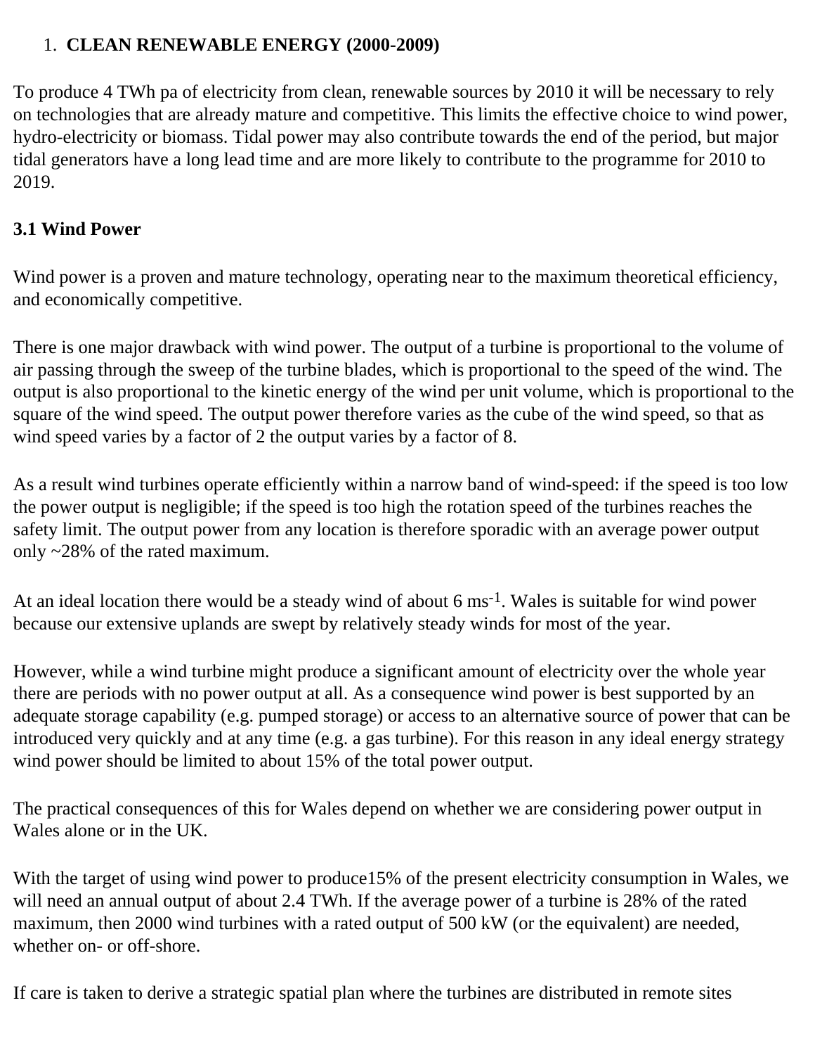1. **CLEAN RENEWABLE ENERGY (2000-2009)**

To produce 4 TWh pa of electricity from clean, renewable sources by 2010 it will be necessary to rely on technologies that are already mature and competitive. This limits the effective choice to wind power, hydro-electricity or biomass. Tidal power may also contribute towards the end of the period, but major tidal generators have a long lead time and are more likely to contribute to the programme for 2010 to 2019.

### 3.1 Wind Power

Wind power is a proven and mature technology, operating near to the maximum theoretical efficiency, and economically competitive.

There is one major drawback with wind power. The output of a turbine is proportional to the volume of air passing through the sweep of the turbine blades, which is proportional to the speed of the wind. The output is also proportional to the kinetic energy of the wind per unit volume, which is proportional to the square of the wind speed. The output power therefore varies as the cube of the wind speed, so that as wind speed varies by a factor of 2 the output varies by a factor of 8.

As a result wind turbines operate efficiently within a narrow band of wind-speed: if the speed is too low the power output is negligible; if the speed is too high the rotation speed of the turbines reaches the safety limit. The output power from any location is therefore sporadic with an average power output only ~28% of the rated maximum.

At an ideal location there would be a steady wind of about 6 $ms^{-1}$. Wales is suitable for wind power because our extensive uplands are swept by relatively steady winds for most of the year.

However, while a wind turbine might produce a significant amount of electricity over the whole year there are periods with no power output at all. As a consequence wind power is best supported by an adequate storage capability (e.g. pumped storage) or access to an alternative source of power that can be introduced very quickly and at any time (e.g. a gas turbine). For this reason in any ideal energy strategy wind power should be limited to about 15% of the total power output.

The practical consequences of this for Wales depend on whether we are considering power output in Wales alone or in the UK.

With the target of using wind power to produce15% of the present electricity consumption in Wales, we will need an annual output of about 2.4 TWh. If the average power of a turbine is 28% of the rated maximum, then 2000 wind turbines with a rated output of 500 kW (or the equivalent) are needed, whether on- or off-shore.

If care is taken to derive a strategic spatial plan where the turbines are distributed in remote sites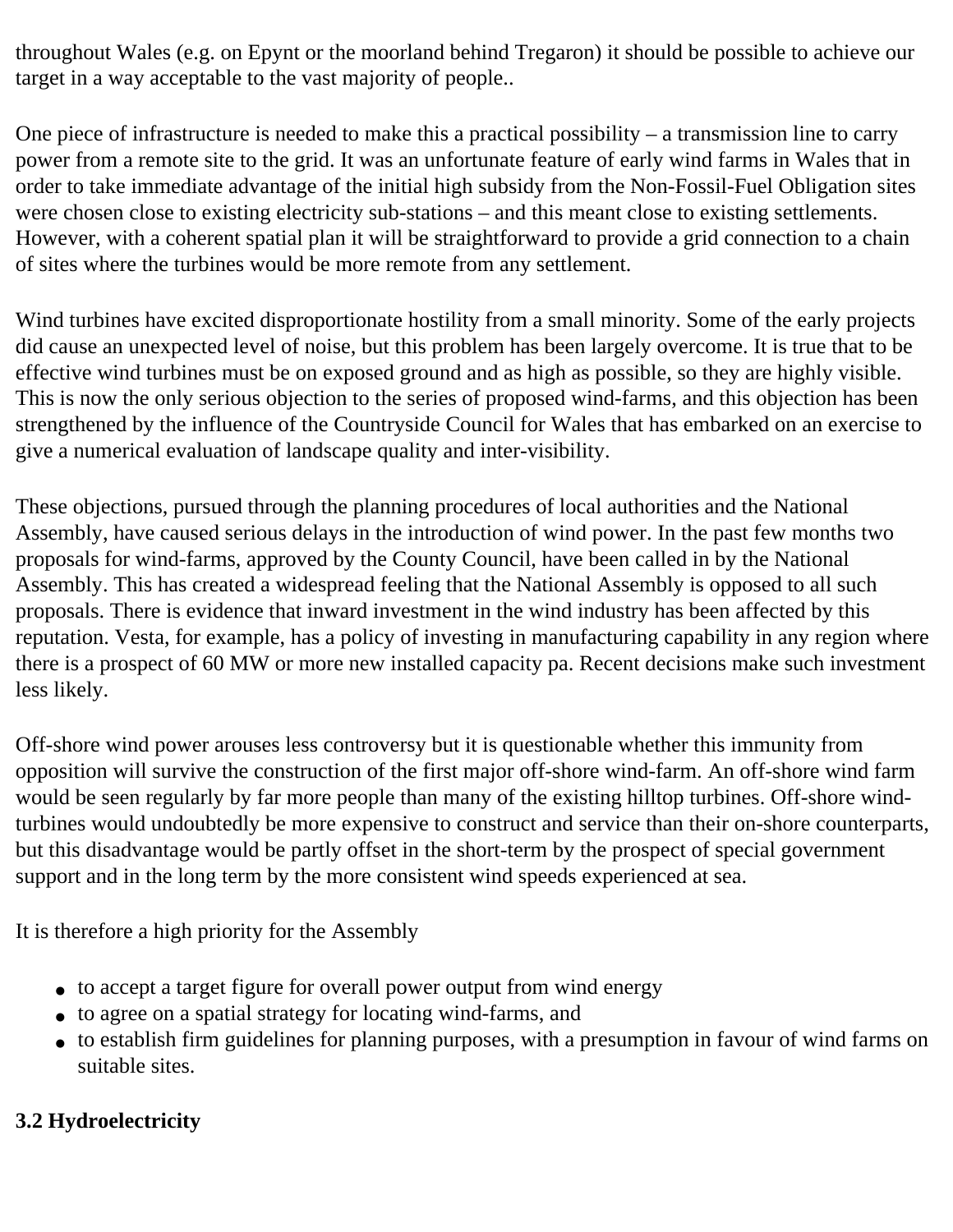throughout Wales (e.g. on Epynt or the moorland behind Tregaron) it should be possible to achieve our target in a way acceptable to the vast majority of people..

One piece of infrastructure is needed to make this a practical possibility – a transmission line to carry power from a remote site to the grid. It was an unfortunate feature of early wind farms in Wales that in order to take immediate advantage of the initial high subsidy from the Non-Fossil-Fuel Obligation sites were chosen close to existing electricity sub-stations – and this meant close to existing settlements. However, with a coherent spatial plan it will be straightforward to provide a grid connection to a chain of sites where the turbines would be more remote from any settlement.

Wind turbines have excited disproportionate hostility from a small minority. Some of the early projects did cause an unexpected level of noise, but this problem has been largely overcome. It is true that to be effective wind turbines must be on exposed ground and as high as possible, so they are highly visible. This is now the only serious objection to the series of proposed wind-farms, and this objection has been strengthened by the influence of the Countryside Council for Wales that has embarked on an exercise to give a numerical evaluation of landscape quality and inter-visibility.

These objections, pursued through the planning procedures of local authorities and the National Assembly, have caused serious delays in the introduction of wind power. In the past few months two proposals for wind-farms, approved by the County Council, have been called in by the National Assembly. This has created a widespread feeling that the National Assembly is opposed to all such proposals. There is evidence that inward investment in the wind industry has been affected by this reputation. Vesta, for example, has a policy of investing in manufacturing capability in any region where there is a prospect of 60 MW or more new installed capacity pa. Recent decisions make such investment less likely.

Off-shore wind power arouses less controversy but it is questionable whether this immunity from opposition will survive the construction of the first major off-shore wind-farm. An off-shore wind farm would be seen regularly by far more people than many of the existing hilltop turbines. Off-shore wind-turbines would undoubtedly be more expensive to construct and service than their on-shore counterparts, but this disadvantage would be partly offset in the short-term by the prospect of special government support and in the long term by the more consistent wind speeds experienced at sea.

It is therefore a high priority for the Assembly

- to accept a target figure for overall power output from wind energy
- to agree on a spatial strategy for locating wind-farms, and
- to establish firm guidelines for planning purposes, with a presumption in favour of wind farms on suitable sites.

**3.2 Hydroelectricity**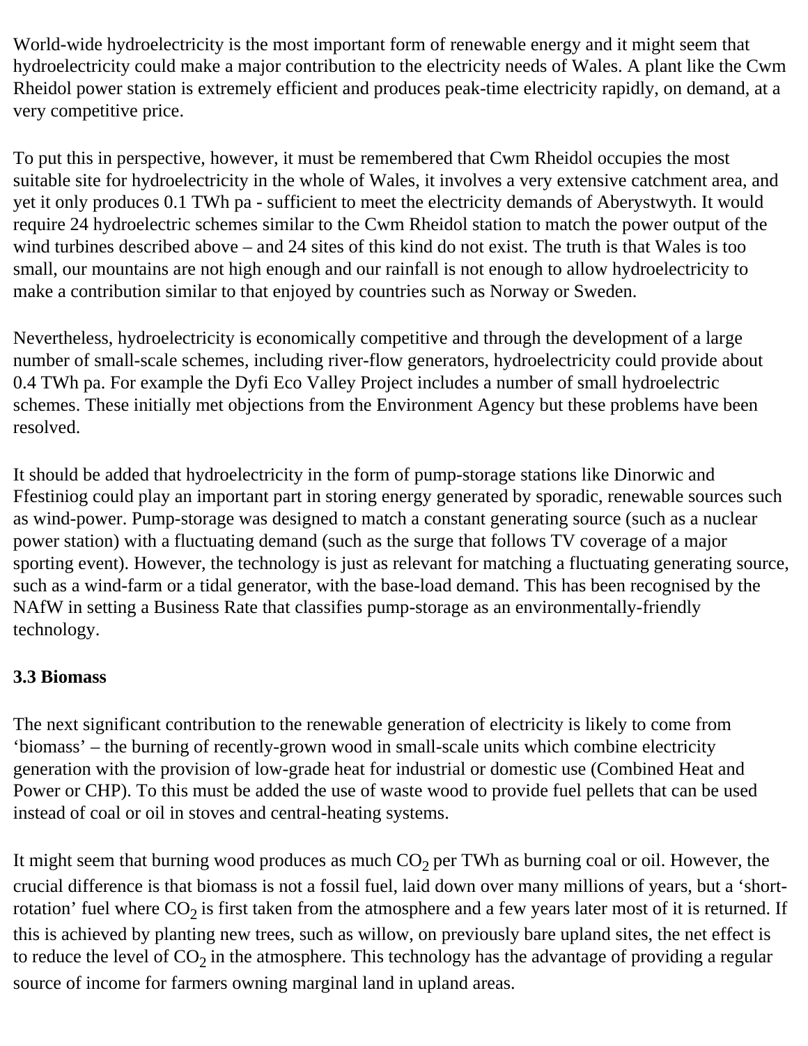World-wide hydroelectricity is the most important form of renewable energy and it might seem that hydroelectricity could make a major contribution to the electricity needs of Wales. A plant like the Cwm Rheidol power station is extremely efficient and produces peak-time electricity rapidly, on demand, at a very competitive price.

To put this in perspective, however, it must be remembered that Cwm Rheidol occupies the most suitable site for hydroelectricity in the whole of Wales, it involves a very extensive catchment area, and yet it only produces 0.1 TWh pa - sufficient to meet the electricity demands of Aberystwyth. It would require 24 hydroelectric schemes similar to the Cwm Rheidol station to match the power output of the wind turbines described above – and 24 sites of this kind do not exist. The truth is that Wales is too small, our mountains are not high enough and our rainfall is not enough to allow hydroelectricity to make a contribution similar to that enjoyed by countries such as Norway or Sweden.

Nevertheless, hydroelectricity is economically competitive and through the development of a large number of small-scale schemes, including river-flow generators, hydroelectricity could provide about 0.4 TWh pa. For example the Dyfi Eco Valley Project includes a number of small hydroelectric schemes. These initially met objections from the Environment Agency but these problems have been resolved.

It should be added that hydroelectricity in the form of pump-storage stations like Dinorwic and Ffestiniog could play an important part in storing energy generated by sporadic, renewable sources such as wind-power. Pump-storage was designed to match a constant generating source (such as a nuclear power station) with a fluctuating demand (such as the surge that follows TV coverage of a major sporting event). However, the technology is just as relevant for matching a fluctuating generating source, such as a wind-farm or a tidal generator, with the base-load demand. This has been recognised by the NAfW in setting a Business Rate that classifies pump-storage as an environmentally-friendly technology.

### 3.3 Biomass

The next significant contribution to the renewable generation of electricity is likely to come from ‘biomass’ – the burning of recently-grown wood in small-scale units which combine electricity generation with the provision of low-grade heat for industrial or domestic use (Combined Heat and Power or CHP). To this must be added the use of waste wood to provide fuel pellets that can be used instead of coal or oil in stoves and central-heating systems.

It might seem that burning wood produces as much $CO_2$ per TWh as burning coal or oil. However, the crucial difference is that biomass is not a fossil fuel, laid down over many millions of years, but a ‘short-rotation’ fuel where $CO_2$ is first taken from the atmosphere and a few years later most of it is returned. If this is achieved by planting new trees, such as willow, on previously bare upland sites, the net effect is to reduce the level of $CO_2$ in the atmosphere. This technology has the advantage of providing a regular source of income for farmers owning marginal land in upland areas.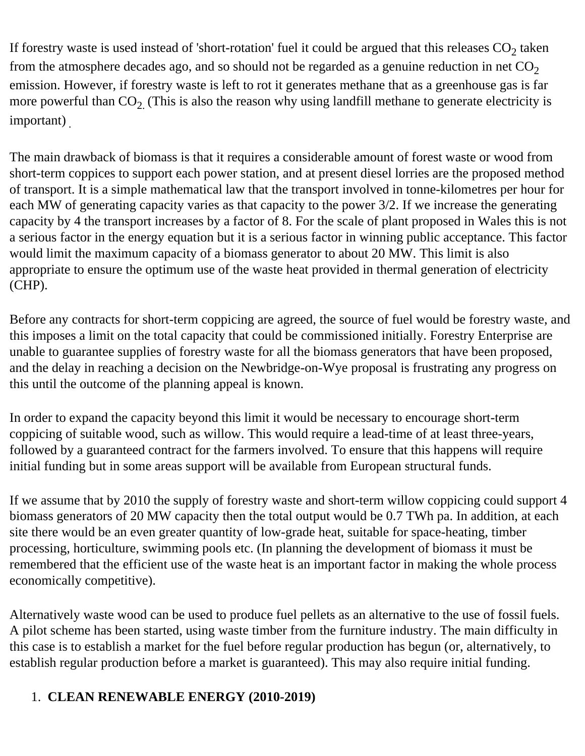If forestry waste is used instead of 'short-rotation' fuel it could be argued that this releases $CO_2$ taken from the atmosphere decades ago, and so should not be regarded as a genuine reduction in net $CO_2$ emission. However, if forestry waste is left to rot it generates methane that as a greenhouse gas is far more powerful than $CO_2$. (This is also the reason why using landfill methane to generate electricity is important) .

The main drawback of biomass is that it requires a considerable amount of forest waste or wood from short-term coppices to support each power station, and at present diesel lorries are the proposed method of transport. It is a simple mathematical law that the transport involved in tonne-kilometres per hour for each MW of generating capacity varies as that capacity to the power 3/2. If we increase the generating capacity by 4 the transport increases by a factor of 8. For the scale of plant proposed in Wales this is not a serious factor in the energy equation but it is a serious factor in winning public acceptance. This factor would limit the maximum capacity of a biomass generator to about 20 MW. This limit is also appropriate to ensure the optimum use of the waste heat provided in thermal generation of electricity (CHP).

Before any contracts for short-term coppicing are agreed, the source of fuel would be forestry waste, and this imposes a limit on the total capacity that could be commissioned initially. Forestry Enterprise are unable to guarantee supplies of forestry waste for all the biomass generators that have been proposed, and the delay in reaching a decision on the Newbridge-on-Wye proposal is frustrating any progress on this until the outcome of the planning appeal is known.

In order to expand the capacity beyond this limit it would be necessary to encourage short-term coppicing of suitable wood, such as willow. This would require a lead-time of at least three-years, followed by a guaranteed contract for the farmers involved. To ensure that this happens will require initial funding but in some areas support will be available from European structural funds.

If we assume that by 2010 the supply of forestry waste and short-term willow coppicing could support 4 biomass generators of 20 MW capacity then the total output would be 0.7 TWh pa. In addition, at each site there would be an even greater quantity of low-grade heat, suitable for space-heating, timber processing, horticulture, swimming pools etc. (In planning the development of biomass it must be remembered that the efficient use of the waste heat is an important factor in making the whole process economically competitive).

Alternatively waste wood can be used to produce fuel pellets as an alternative to the use of fossil fuels. A pilot scheme has been started, using waste timber from the furniture industry. The main difficulty in this case is to establish a market for the fuel before regular production has begun (or, alternatively, to establish regular production before a market is guaranteed). This may also require initial funding.

1. **CLEAN RENEWABLE ENERGY (2010-2019)**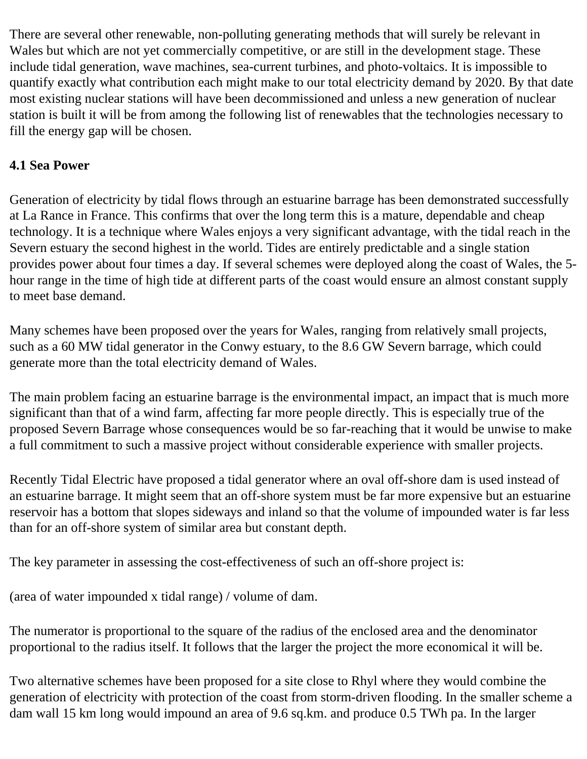There are several other renewable, non-polluting generating methods that will surely be relevant in Wales but which are not yet commercially competitive, or are still in the development stage. These include tidal generation, wave machines, sea-current turbines, and photo-voltaics. It is impossible to quantify exactly what contribution each might make to our total electricity demand by 2020. By that date most existing nuclear stations will have been decommissioned and unless a new generation of nuclear station is built it will be from among the following list of renewables that the technologies necessary to fill the energy gap will be chosen.

### 4.1 Sea Power

Generation of electricity by tidal flows through an estuarine barrage has been demonstrated successfully at La Rance in France. This confirms that over the long term this is a mature, dependable and cheap technology. It is a technique where Wales enjoys a very significant advantage, with the tidal reach in the Severn estuary the second highest in the world. Tides are entirely predictable and a single station provides power about four times a day. If several schemes were deployed along the coast of Wales, the 5-hour range in the time of high tide at different parts of the coast would ensure an almost constant supply to meet base demand.

Many schemes have been proposed over the years for Wales, ranging from relatively small projects, such as a 60 MW tidal generator in the Conwy estuary, to the 8.6 GW Severn barrage, which could generate more than the total electricity demand of Wales.

The main problem facing an estuarine barrage is the environmental impact, an impact that is much more significant than that of a wind farm, affecting far more people directly. This is especially true of the proposed Severn Barrage whose consequences would be so far-reaching that it would be unwise to make a full commitment to such a massive project without considerable experience with smaller projects.

Recently Tidal Electric have proposed a tidal generator where an oval off-shore dam is used instead of an estuarine barrage. It might seem that an off-shore system must be far more expensive but an estuarine reservoir has a bottom that slopes sideways and inland so that the volume of impounded water is far less than for an off-shore system of similar area but constant depth.

The key parameter in assessing the cost-effectiveness of such an off-shore project is:

(area of water impounded x tidal range) / volume of dam.

The numerator is proportional to the square of the radius of the enclosed area and the denominator proportional to the radius itself. It follows that the larger the project the more economical it will be.

Two alternative schemes have been proposed for a site close to Rhyl where they would combine the generation of electricity with protection of the coast from storm-driven flooding. In the smaller scheme a dam wall 15 km long would impound an area of 9.6 sq.km. and produce 0.5 TWh pa. In the larger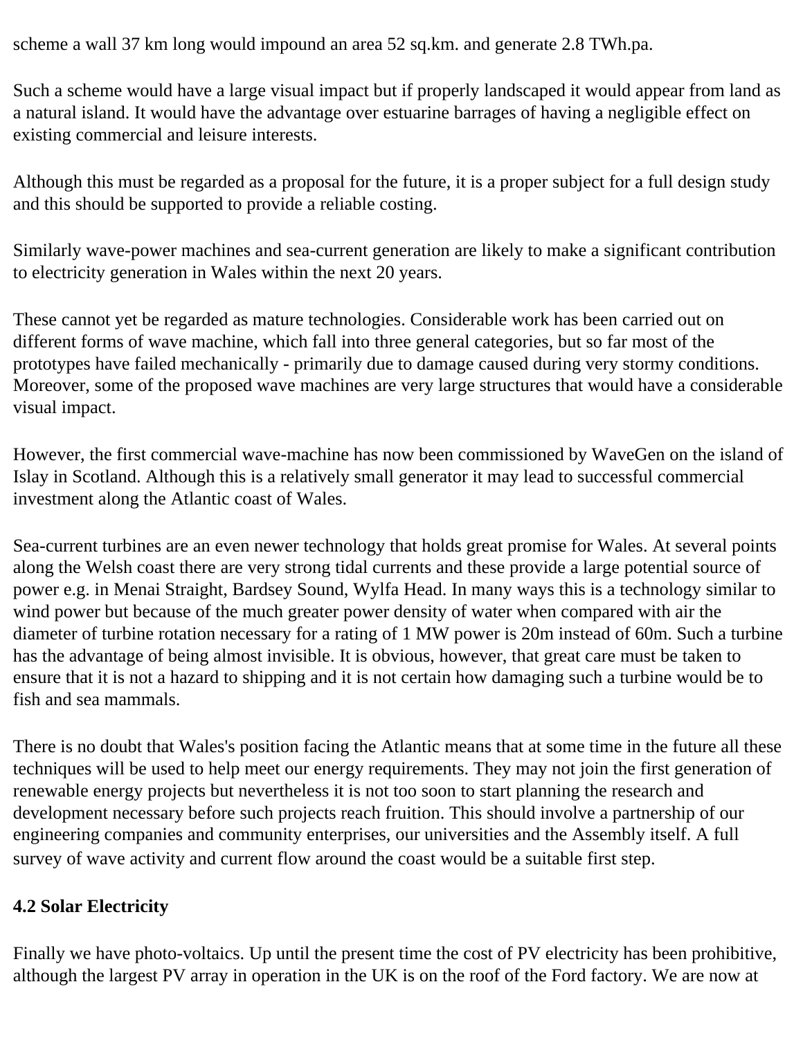scheme a wall 37 km long would impound an area 52 sq.km. and generate 2.8 TWh.pa.

Such a scheme would have a large visual impact but if properly landscaped it would appear from land as a natural island. It would have the advantage over estuarine barrages of having a negligible effect on existing commercial and leisure interests.

Although this must be regarded as a proposal for the future, it is a proper subject for a full design study and this should be supported to provide a reliable costing.

Similarly wave-power machines and sea-current generation are likely to make a significant contribution to electricity generation in Wales within the next 20 years.

These cannot yet be regarded as mature technologies. Considerable work has been carried out on different forms of wave machine, which fall into three general categories, but so far most of the prototypes have failed mechanically - primarily due to damage caused during very stormy conditions. Moreover, some of the proposed wave machines are very large structures that would have a considerable visual impact.

However, the first commercial wave-machine has now been commissioned by WaveGen on the island of Islay in Scotland. Although this is a relatively small generator it may lead to successful commercial investment along the Atlantic coast of Wales.

Sea-current turbines are an even newer technology that holds great promise for Wales. At several points along the Welsh coast there are very strong tidal currents and these provide a large potential source of power e.g. in Menai Straight, Bardsey Sound, Wylfa Head. In many ways this is a technology similar to wind power but because of the much greater power density of water when compared with air the diameter of turbine rotation necessary for a rating of 1 MW power is 20m instead of 60m. Such a turbine has the advantage of being almost invisible. It is obvious, however, that great care must be taken to ensure that it is not a hazard to shipping and it is not certain how damaging such a turbine would be to fish and sea mammals.

There is no doubt that Wales's position facing the Atlantic means that at some time in the future all these techniques will be used to help meet our energy requirements. They may not join the first generation of renewable energy projects but nevertheless it is not too soon to start planning the research and development necessary before such projects reach fruition. This should involve a partnership of our engineering companies and community enterprises, our universities and the Assembly itself. A full survey of wave activity and current flow around the coast would be a suitable first step.

**4.2 Solar Electricity**

Finally we have photo-voltaics. Up until the present time the cost of PV electricity has been prohibitive, although the largest PV array in operation in the UK is on the roof of the Ford factory. We are now at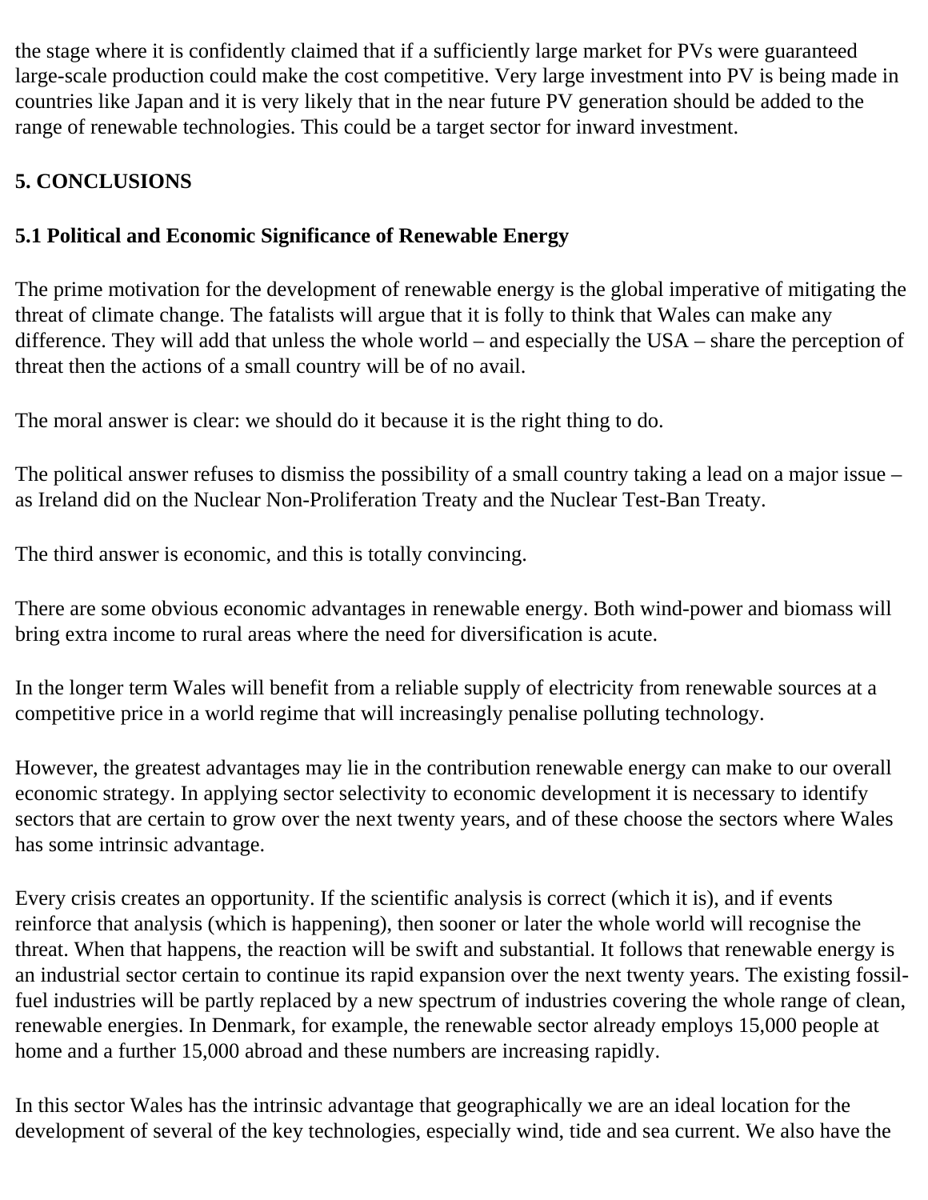the stage where it is confidently claimed that if a sufficiently large market for PVs were guaranteed large-scale production could make the cost competitive. Very large investment into PV is being made in countries like Japan and it is very likely that in the near future PV generation should be added to the range of renewable technologies. This could be a target sector for inward investment.

## 5. CONCLUSIONS

### 5.1 Political and Economic Significance of Renewable Energy

The prime motivation for the development of renewable energy is the global imperative of mitigating the threat of climate change. The fatalists will argue that it is folly to think that Wales can make any difference. They will add that unless the whole world – and especially the USA – share the perception of threat then the actions of a small country will be of no avail.

The moral answer is clear: we should do it because it is the right thing to do.

The political answer refuses to dismiss the possibility of a small country taking a lead on a major issue – as Ireland did on the Nuclear Non-Proliferation Treaty and the Nuclear Test-Ban Treaty.

The third answer is economic, and this is totally convincing.

There are some obvious economic advantages in renewable energy. Both wind-power and biomass will bring extra income to rural areas where the need for diversification is acute.

In the longer term Wales will benefit from a reliable supply of electricity from renewable sources at a competitive price in a world regime that will increasingly penalise polluting technology.

However, the greatest advantages may lie in the contribution renewable energy can make to our overall economic strategy. In applying sector selectivity to economic development it is necessary to identify sectors that are certain to grow over the next twenty years, and of these choose the sectors where Wales has some intrinsic advantage.

Every crisis creates an opportunity. If the scientific analysis is correct (which it is), and if events reinforce that analysis (which is happening), then sooner or later the whole world will recognise the threat. When that happens, the reaction will be swift and substantial. It follows that renewable energy is an industrial sector certain to continue its rapid expansion over the next twenty years. The existing fossil-fuel industries will be partly replaced by a new spectrum of industries covering the whole range of clean, renewable energies. In Denmark, for example, the renewable sector already employs 15,000 people at home and a further 15,000 abroad and these numbers are increasing rapidly.

In this sector Wales has the intrinsic advantage that geographically we are an ideal location for the development of several of the key technologies, especially wind, tide and sea current. We also have the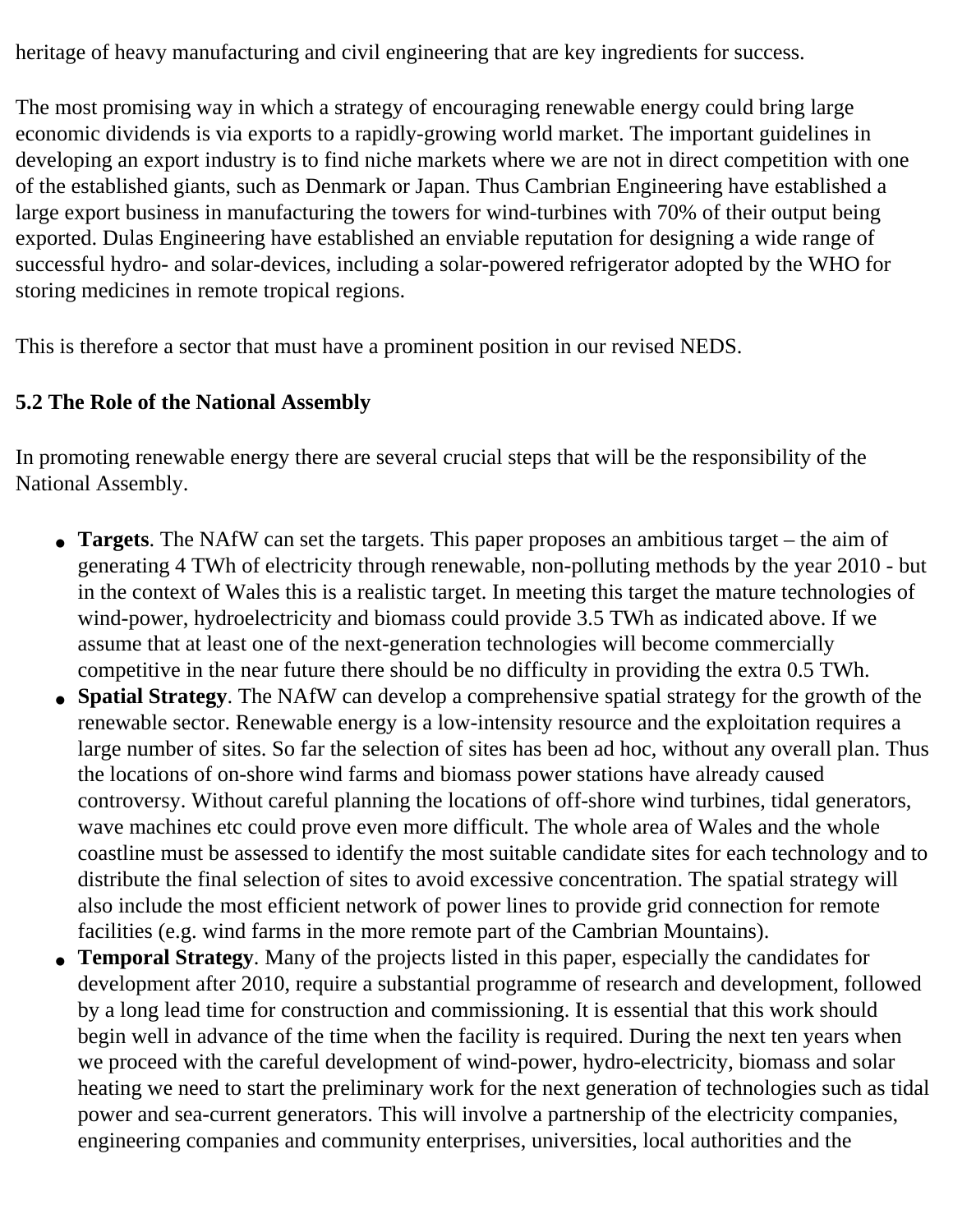heritage of heavy manufacturing and civil engineering that are key ingredients for success.

The most promising way in which a strategy of encouraging renewable energy could bring large economic dividends is via exports to a rapidly-growing world market. The important guidelines in developing an export industry is to find niche markets where we are not in direct competition with one of the established giants, such as Denmark or Japan. Thus Cambrian Engineering have established a large export business in manufacturing the towers for wind-turbines with 70% of their output being exported. Dulas Engineering have established an enviable reputation for designing a wide range of successful hydro- and solar-devices, including a solar-powered refrigerator adopted by the WHO for storing medicines in remote tropical regions.

This is therefore a sector that must have a prominent position in our revised NEDS.

### 5.2 The Role of the National Assembly

In promoting renewable energy there are several crucial steps that will be the responsibility of the National Assembly.

- **Targets**. The NAfW can set the targets. This paper proposes an ambitious target – the aim of generating 4 TWh of electricity through renewable, non-polluting methods by the year 2010 - but in the context of Wales this is a realistic target. In meeting this target the mature technologies of wind-power, hydroelectricity and biomass could provide 3.5 TWh as indicated above. If we assume that at least one of the next-generation technologies will become commercially competitive in the near future there should be no difficulty in providing the extra 0.5 TWh.
- **Spatial Strategy**. The NAfW can develop a comprehensive spatial strategy for the growth of the renewable sector. Renewable energy is a low-intensity resource and the exploitation requires a large number of sites. So far the selection of sites has been ad hoc, without any overall plan. Thus the locations of on-shore wind farms and biomass power stations have already caused controversy. Without careful planning the locations of off-shore wind turbines, tidal generators, wave machines etc could prove even more difficult. The whole area of Wales and the whole coastline must be assessed to identify the most suitable candidate sites for each technology and to distribute the final selection of sites to avoid excessive concentration. The spatial strategy will also include the most efficient network of power lines to provide grid connection for remote facilities (e.g. wind farms in the more remote part of the Cambrian Mountains).
- **Temporal Strategy**. Many of the projects listed in this paper, especially the candidates for development after 2010, require a substantial programme of research and development, followed by a long lead time for construction and commissioning. It is essential that this work should begin well in advance of the time when the facility is required. During the next ten years when we proceed with the careful development of wind-power, hydro-electricity, biomass and solar heating we need to start the preliminary work for the next generation of technologies such as tidal power and sea-current generators. This will involve a partnership of the electricity companies, engineering companies and community enterprises, universities, local authorities and the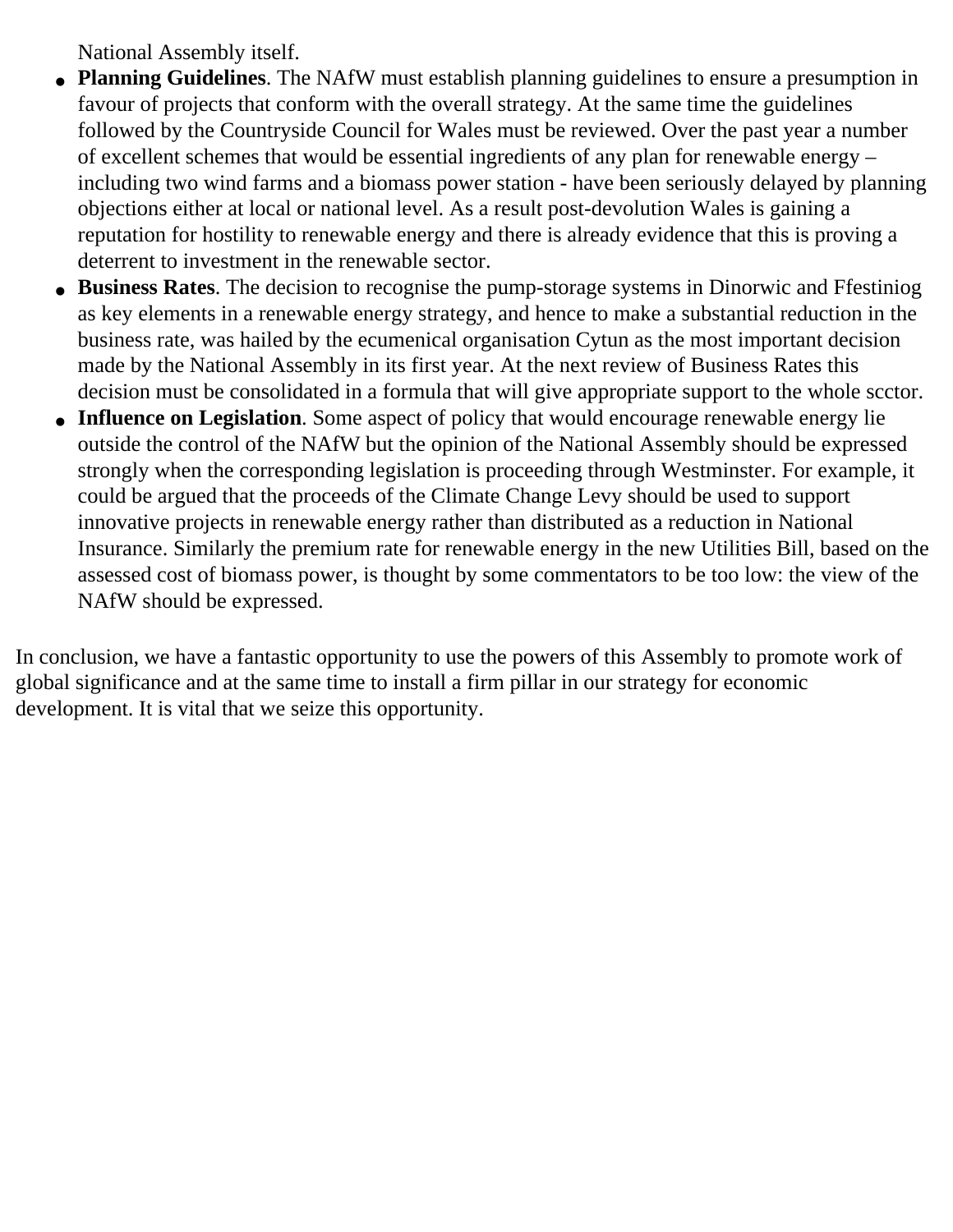National Assembly itself.

- **Planning Guidelines**. The NAfW must establish planning guidelines to ensure a presumption in favour of projects that conform with the overall strategy. At the same time the guidelines followed by the Countryside Council for Wales must be reviewed. Over the past year a number of excellent schemes that would be essential ingredients of any plan for renewable energy – including two wind farms and a biomass power station - have been seriously delayed by planning objections either at local or national level. As a result post-devolution Wales is gaining a reputation for hostility to renewable energy and there is already evidence that this is proving a deterrent to investment in the renewable sector.
- **Business Rates**. The decision to recognise the pump-storage systems in Dinorwic and Ffestiniog as key elements in a renewable energy strategy, and hence to make a substantial reduction in the business rate, was hailed by the ecumenical organisation Cytun as the most important decision made by the National Assembly in its first year. At the next review of Business Rates this decision must be consolidated in a formula that will give appropriate support to the whole scctor.
- **Influence on Legislation**. Some aspect of policy that would encourage renewable energy lie outside the control of the NAfW but the opinion of the National Assembly should be expressed strongly when the corresponding legislation is proceeding through Westminster. For example, it could be argued that the proceeds of the Climate Change Levy should be used to support innovative projects in renewable energy rather than distributed as a reduction in National Insurance. Similarly the premium rate for renewable energy in the new Utilities Bill, based on the assessed cost of biomass power, is thought by some commentators to be too low: the view of the NAfW should be expressed.

In conclusion, we have a fantastic opportunity to use the powers of this Assembly to promote work of global significance and at the same time to install a firm pillar in our strategy for economic development. It is vital that we seize this opportunity.